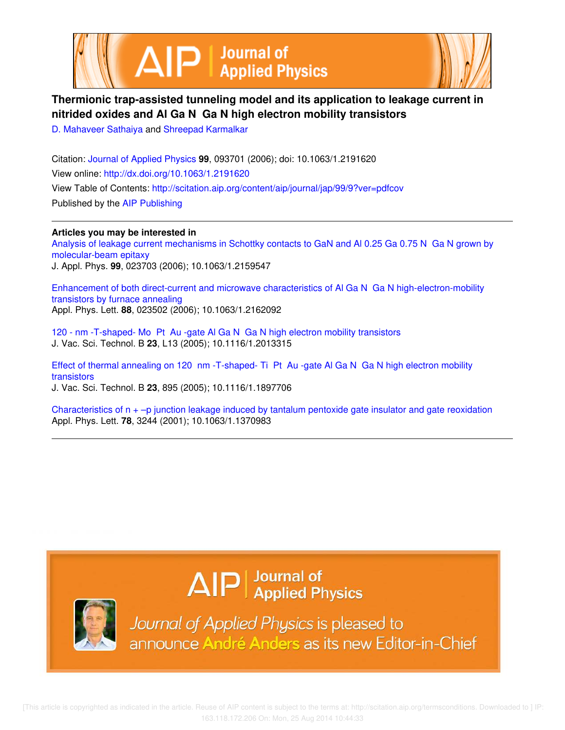# Thermionic trap-assisted tunneling model and its application to leakage current in nitrided oxides and Al Ga N Ga N high electron mobility transistors

D. Mahaveer Sathaiya and Shreepad Karmalkar

Citation: Journal of Applied Physics **99**, 093701 (2006); doi: 10.1063/1.2191620

View online: http://dx.doi.org/10.1063/1.2191620

View Table of Contents: http://scitation.aip.org/content/aip/journal/jap/99/9?ver=pdfcov

Published by the AIP Publishing

---

**Articles you may be interested in**

Analysis of leakage current mechanisms in Schottky contacts to GaN and Al 0.25 Ga 0.75 N Ga N grown by molecular-beam epitaxy
J. Appl. Phys. **99**, 023703 (2006); 10.1063/1.2159547

Enhancement of both direct-current and microwave characteristics of Al Ga N Ga N high-electron-mobility transistors by furnace annealing
Appl. Phys. Lett. **88**, 023502 (2006); 10.1063/1.2162092

120 - nm -T-shaped- Mo Pt Au -gate Al Ga N Ga N high electron mobility transistors
J. Vac. Sci. Technol. B **23**, L13 (2005); 10.1116/1.2013315

Effect of thermal annealing on 120 nm -T-shaped- Ti Pt Au -gate Al Ga N Ga N high electron mobility transistors
J. Vac. Sci. Technol. B **23**, 895 (2005); 10.1116/1.1897706

Characteristics of n + –p junction leakage induced by tantalum pentoxide gate insulator and gate reoxidation
Appl. Phys. Lett. **78**, 3244 (2001); 10.1063/1.1370983

---

Journal of Applied Physics is pleased to announce André Anders as its new Editor-in-Chief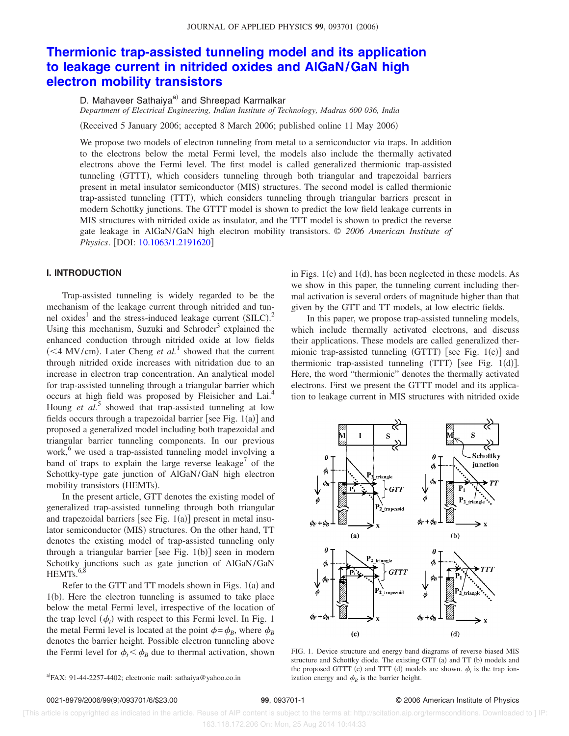# Thermionic trap-assisted tunneling model and its application to leakage current in nitrided oxides and AlGaN/GaN high electron mobility transistors

D. Mahaveer Sathaiya[a] and Shreepad Karmalkar

*Department of Electrical Engineering, Indian Institute of Technology, Madras 600 036, India*

(Received 5 January 2006; accepted 8 March 2006; published online 11 May 2006)

We propose two models of electron tunneling from metal to a semiconductor via traps. In addition to the electrons below the metal Fermi level, the models also include the thermally activated electrons above the Fermi level. The first model is called generalized thermionic trap-assisted tunneling (GTTT), which considers tunneling through both triangular and trapezoidal barriers present in metal insulator semiconductor (MIS) structures. The second model is called thermionic trap-assisted tunneling (TTT), which considers tunneling through triangular barriers present in modern Schottky junctions. The GTTT model is shown to predict the low field leakage currents in MIS structures with nitrided oxide as insulator, and the TTT model is shown to predict the reverse gate leakage in AlGaN/GaN high electron mobility transistors. © *2006 American Institute of Physics*. [DOI: 10.1063/1.2191620]

## I. INTRODUCTION

Trap-assisted tunneling is widely regarded to be the mechanism of the leakage current through nitrided and tunnel oxides[1] and the stress-induced leakage current (SILC).[2] Using this mechanism, Suzuki and Schroder[3] explained the enhanced conduction through nitrided oxide at low fields (<4 MV/cm). Later Cheng *et al.*[1] showed that the current through nitrided oxide increases with nitridation due to an increase in electron trap concentration. An analytical model for trap-assisted tunneling through a triangular barrier which occurs at high field was proposed by Fleisicher and Lai.[4] Houng *et al.*[5] showed that trap-assisted tunneling at low fields occurs through a trapezoidal barrier [see Fig. 1(a)] and proposed a generalized model including both trapezoidal and triangular barrier tunneling components. In our previous work,[6] we used a trap-assisted tunneling model involving a band of traps to explain the large reverse leakage[7] of the Schottky-type gate junction of AlGaN/GaN high electron mobility transistors (HEMTs).

In the present article, GTT denotes the existing model of generalized trap-assisted tunneling through both triangular and trapezoidal barriers [see Fig. 1(a)] present in metal insulator semiconductor (MIS) structures. On the other hand, TT denotes the existing model of trap-assisted tunneling only through a triangular barrier [see Fig. 1(b)] seen in modern Schottky junctions such as gate junction of AlGaN/GaN HEMTs.[6,8]

Refer to the GTT and TT models shown in Figs. 1(a) and 1(b). Here the electron tunneling is assumed to take place below the metal Fermi level, irrespective of the location of the trap level ($\phi_t$) with respect to this Fermi level. In Fig. 1 the metal Fermi level is located at the point $\phi = \phi_B$, where $\phi_B$ denotes the barrier height. Possible electron tunneling above the Fermi level for $\phi_t < \phi_B$ due to thermal activation, shown in Figs. 1(c) and 1(d), has been neglected in these models. As we show in this paper, the tunneling current including thermal activation is several orders of magnitude higher than that given by the GTT and TT models, at low electric fields.

In this paper, we propose trap-assisted tunneling models, which include thermally activated electrons, and discuss their applications. These models are called generalized thermionic trap-assisted tunneling (GTTT) [see Fig. 1(c)] and thermionic trap-assisted tunneling (TTT) [see Fig. 1(d)]. Here, the word "thermionic" denotes the thermally activated electrons. First we present the GTTT model and its application to leakage current in MIS structures with nitrided oxide

FIG. 1. Device structure and energy band diagrams of reverse biased MIS structure and Schottky diode. The existing GTT (a) and TT (b) models and the proposed GTTT (c) and TTT (d) models are shown. $\phi_t$ is the trap ionization energy and $\phi_B$ is the barrier height.

[a]FAX: 91-44-2257-4402; electronic mail: sathaiya@yahoo.co.in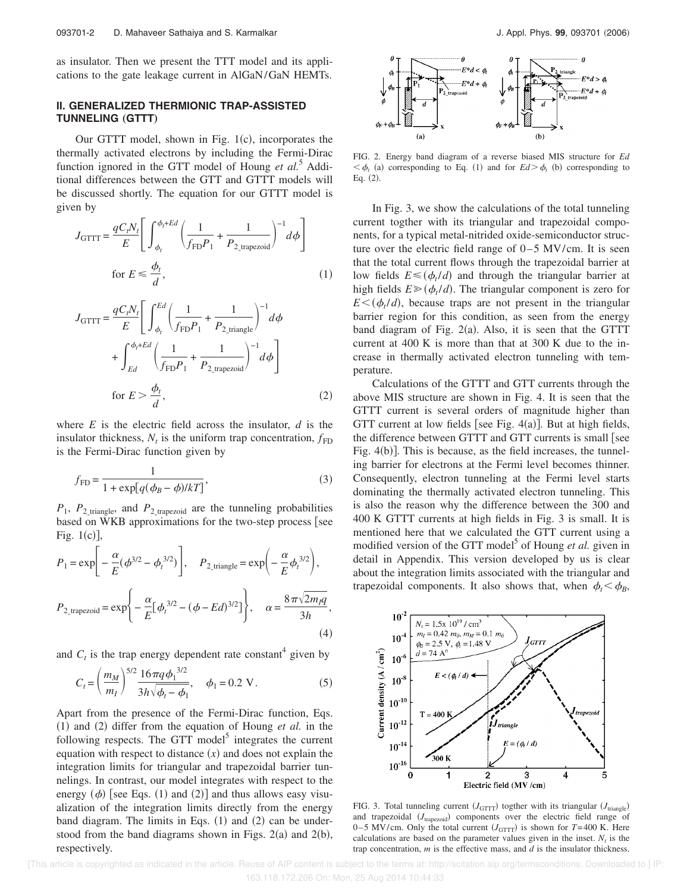as insulator. Then we present the TTT model and its applications to the gate leakage current in AlGaN/GaN HEMTs.

## II. GENERALIZED THERMIONIC TRAP-ASSISTED TUNNELING (GTTT)

Our GTTT model, shown in Fig. 1(c), incorporates the thermally activated electrons by including the Fermi-Dirac function ignored in the GTT model of Houng *et al.*[5] Additional differences between the GTT and GTTT models will be discussed shortly. The equation for our GTTT model is given by

$$J_{\mathrm{GTTT}} = \frac{qC_tN_t}{E}\left[\int_{\phi_t}^{\phi_t+Ed}\left(\frac{1}{f_{\mathrm{FD}}P_1}+\frac{1}{P_{2\_\mathrm{trapezoid}}}\right)^{-1}d\phi\right] \quad \text{for } E \leqslant \frac{\phi_t}{d}, \tag{1}$$

$$J_{\mathrm{GTTT}} = \frac{qC_tN_t}{E}\left[\int_{\phi_t}^{Ed}\left(\frac{1}{f_{\mathrm{FD}}P_1}+\frac{1}{P_{2\_\mathrm{triangle}}}\right)^{-1}d\phi + \int_{Ed}^{\phi_t+Ed}\left(\frac{1}{f_{\mathrm{FD}}P_1}+\frac{1}{P_{2\_\mathrm{trapezoid}}}\right)^{-1}d\phi\right] \quad \text{for } E > \frac{\phi_t}{d}, \tag{2}$$

where $E$ is the electric field across the insulator, $d$ is the insulator thickness, $N_t$ is the uniform trap concentration, $f_{\mathrm{FD}}$ is the Fermi-Dirac function given by

$$f_{\mathrm{FD}} = \frac{1}{1+\exp[q(\phi_B-\phi)/kT]}, \tag{3}$$

$P_1$, $P_{2\_\mathrm{triangle}}$, and $P_{2\_\mathrm{trapezoid}}$ are the tunneling probabilities based on WKB approximations for the two-step process [see Fig. 1(c)],

$$P_1 = \exp\left[-\frac{\alpha}{E}(\phi^{3/2}-\phi_t^{3/2})\right], \quad P_{2\_\mathrm{triangle}} = \exp\left(-\frac{\alpha}{E}\phi_t^{3/2}\right),$$

$$P_{2\_\mathrm{trapezoid}} = \exp\left\{-\frac{\alpha}{E}[\phi_t^{3/2}-(\phi-Ed)^{3/2}]\right\}, \quad \alpha = \frac{8\pi\sqrt{2m_Iq}}{3h}, \tag{4}$$

and $C_t$ is the trap energy dependent rate constant[4] given by

$$C_t = \left(\frac{m_M}{m_I}\right)^{5/2}\frac{16\pi q\phi_1^{3/2}}{3h\sqrt{\phi_t-\phi_1}}, \quad \phi_1 = 0.2 \text{ V}. \tag{5}$$

Apart from the presence of the Fermi-Dirac function, Eqs. (1) and (2) differ from the equation of Houng *et al.* in the following respects. The GTT model[5] integrates the current equation with respect to distance ($x$) and does not explain the integration limits for triangular and trapezoidal barrier tunnelings. In contrast, our model integrates with respect to the energy ($\phi$) [see Eqs. (1) and (2)] and thus allows easy visualization of the integration limits directly from the energy band diagram. The limits in Eqs. (1) and (2) can be understood from the band diagrams shown in Figs. 2(a) and 2(b), respectively.

FIG. 2. Energy band diagram of a reverse biased MIS structure for $Ed < \phi_t$ (a) corresponding to Eq. (1) and for $Ed > \phi_t$ (b) corresponding to Eq. (2).

In Fig. 3, we show the calculations of the total tunneling current togther with its triangular and trapezoidal components, for a typical metal-nitrided oxide-semiconductor structure over the electric field range of 0–5 MV/cm. It is seen that the total current flows through the trapezoidal barrier at low fields $E \leqslant (\phi_t/d)$ and through the triangular barrier at high fields $E \geqslant (\phi_t/d)$. The triangular component is zero for $E < (\phi_t/d)$, because traps are not present in the triangular barrier region for this condition, as seen from the energy band diagram of Fig. 2(a). Also, it is seen that the GTTT current at 400 K is more than that at 300 K due to the increase in thermally activated electron tunneling with temperature.

Calculations of the GTTT and GTT currents through the above MIS structure are shown in Fig. 4. It is seen that the GTTT current is several orders of magnitude higher than GTT current at low fields [see Fig. 4(a)]. But at high fields, the difference between GTTT and GTT currents is small [see Fig. 4(b)]. This is because, as the field increases, the tunneling barrier for electrons at the Fermi level becomes thinner. Consequently, electron tunneling at the Fermi level starts dominating the thermally activated electron tunneling. This is also the reason why the difference between the 300 and 400 K GTTT currents at high fields in Fig. 3 is small. It is mentioned here that we calculated the GTT current using a modified version of the GTT model[5] of Houng *et al.* given in detail in Appendix. This version developed by us is clear about the integration limits associated with the triangular and trapezoidal components. It also shows that, when $\phi_t < \phi_B$,

FIG. 3. Total tunneling current ($J_{\mathrm{GTTT}}$) togther with its triangular ($J_{\mathrm{triangle}}$) and trapezoidal ($J_{\mathrm{trapezoid}}$) components over the electric field range of 0–5 MV/cm. Only the total current ($J_{\mathrm{GTTT}}$) is shown for $T$=400 K. Here calculations are based on the parameter values given in the inset. $N_t$ is the trap concentration, $m$ is the effective mass, and $d$ is the insulator thickness.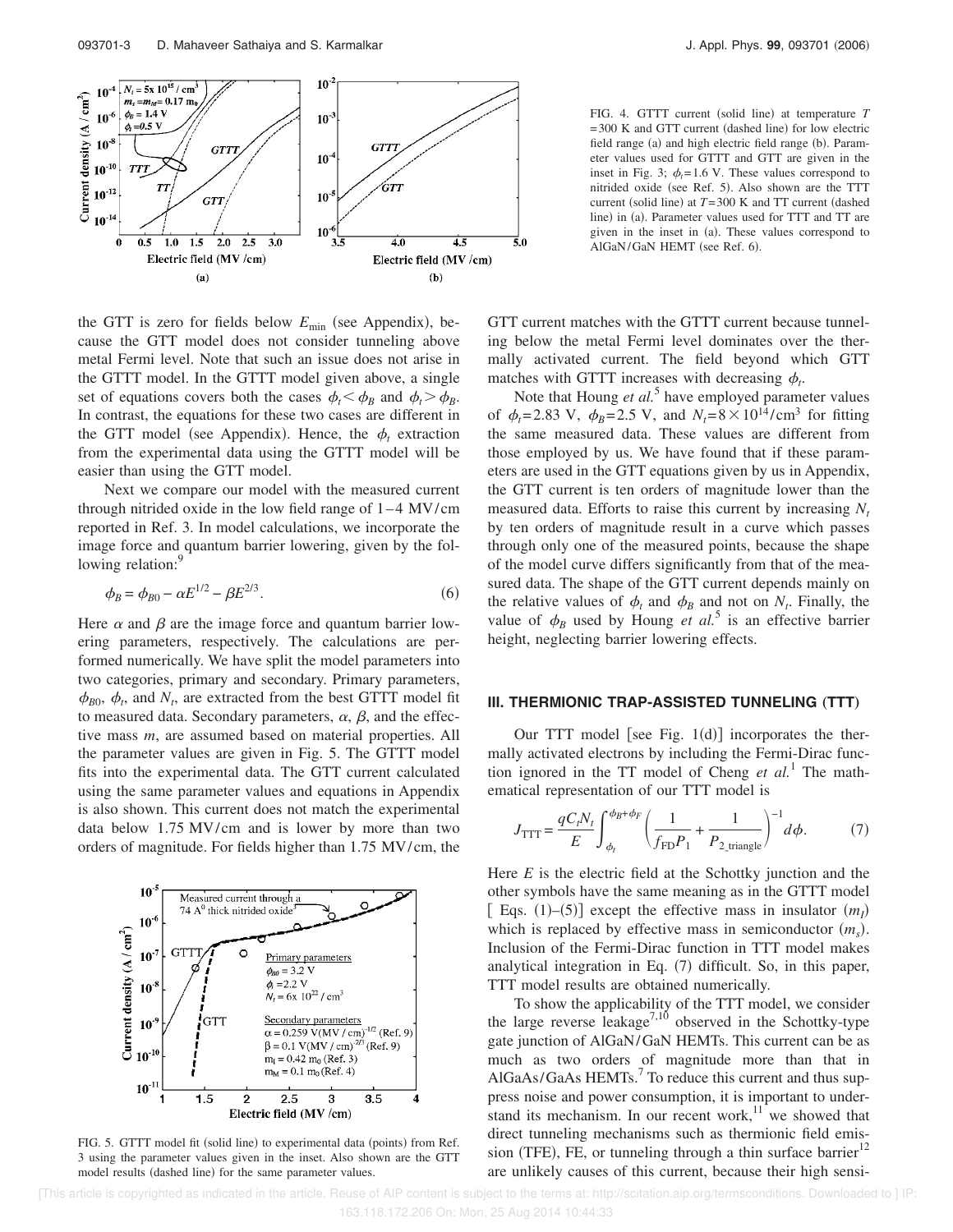FIG. 4. GTTT current (solid line) at temperature $T = 300$ K and GTT current (dashed line) for low electric field range (a) and high electric field range (b). Parameter values used for GTTT and GTT are given in the inset in Fig. 3; $\phi_t = 1.6$ V. These values correspond to nitrided oxide (see Ref. 5). Also shown are the TTT current (solid line) at $T = 300$ K and TT current (dashed line) in (a). Parameter values used for TTT and TT are given in the inset in (a). These values correspond to AlGaN/GaN HEMT (see Ref. 6).

the GTT is zero for fields below $E_{\min}$ (see Appendix), because the GTT model does not consider tunneling above metal Fermi level. Note that such an issue does not arise in the GTTT model. In the GTTT model given above, a single set of equations covers both the cases $\phi_t < \phi_B$ and $\phi_t > \phi_B$. In contrast, the equations for these two cases are different in the GTT model (see Appendix). Hence, the $\phi_t$ extraction from the experimental data using the GTTT model will be easier than using the GTT model.

Next we compare our model with the measured current through nitrided oxide in the low field range of 1–4 MV/cm reported in Ref. 3. In model calculations, we incorporate the image force and quantum barrier lowering, given by the following relation:[9]

$$\phi_B = \phi_{B0} - \alpha E^{1/2} - \beta E^{2/3}. \tag{6}$$

Here $\alpha$ and $\beta$ are the image force and quantum barrier lowering parameters, respectively. The calculations are performed numerically. We have split the model parameters into two categories, primary and secondary. Primary parameters, $\phi_{B0}$, $\phi_t$, and $N_t$, are extracted from the best GTTT model fit to measured data. Secondary parameters, $\alpha$, $\beta$, and the effective mass $m$, are assumed based on material properties. All the parameter values are given in Fig. 5. The GTTT model fits into the experimental data. The GTT current calculated using the same parameter values and equations in Appendix is also shown. This current does not match the experimental data below 1.75 MV/cm and is lower by more than two orders of magnitude. For fields higher than 1.75 MV/cm, the GTT current matches with the GTTT current because tunneling below the metal Fermi level dominates over the thermally activated current. The field beyond which GTT matches with GTTT increases with decreasing $\phi_t$.

FIG. 5. GTTT model fit (solid line) to experimental data (points) from Ref. 3 using the parameter values given in the inset. Also shown are the GTT model results (dashed line) for the same parameter values.

Note that Houng *et al.*[5] have employed parameter values of $\phi_t = 2.83$ V, $\phi_B = 2.5$ V, and $N_t = 8 \times 10^{14}/\text{cm}^3$ for fitting the same measured data. These values are different from those employed by us. We have found that if these parameters are used in the GTT equations given by us in Appendix, the GTT current is ten orders of magnitude lower than the measured data. Efforts to raise this current by increasing $N_t$ by ten orders of magnitude result in a curve which passes through only one of the measured points, because the shape of the model curve differs significantly from that of the measured data. The shape of the GTT current depends mainly on the relative values of $\phi_t$ and $\phi_B$ and not on $N_t$. Finally, the value of $\phi_B$ used by Houng *et al.*[5] is an effective barrier height, neglecting barrier lowering effects.

## III. THERMIONIC TRAP-ASSISTED TUNNELING (TTT)

Our TTT model [see Fig. 1(d)] incorporates the thermally activated electrons by including the Fermi-Dirac function ignored in the TT model of Cheng *et al.*[1] The mathematical representation of our TTT model is

$$J_{\text{TTT}} = \frac{qC_t N_t}{E} \int_{\phi_t}^{\phi_B + \phi_F} \left( \frac{1}{f_{\text{FD}} P_1} + \frac{1}{P_{2\_\text{triangle}}} \right)^{-1} d\phi. \tag{7}$$

Here $E$ is the electric field at the Schottky junction and the other symbols have the same meaning as in the GTTT model [ Eqs. (1)–(5)] except the effective mass in insulator $(m_I)$ which is replaced by effective mass in semiconductor $(m_s)$. Inclusion of the Fermi-Dirac function in TTT model makes analytical integration in Eq. (7) difficult. So, in this paper, TTT model results are obtained numerically.

To show the applicability of the TTT model, we consider the large reverse leakage[7,10] observed in the Schottky-type gate junction of AlGaN/GaN HEMTs. This current can be as much as two orders of magnitude more than that in AlGaAs/GaAs HEMTs.[7] To reduce this current and thus suppress noise and power consumption, it is important to understand its mechanism. In our recent work,[11] we showed that direct tunneling mechanisms such as thermionic field emission (TFE), FE, or tunneling through a thin surface barrier[12] are unlikely causes of this current, because their high sensi-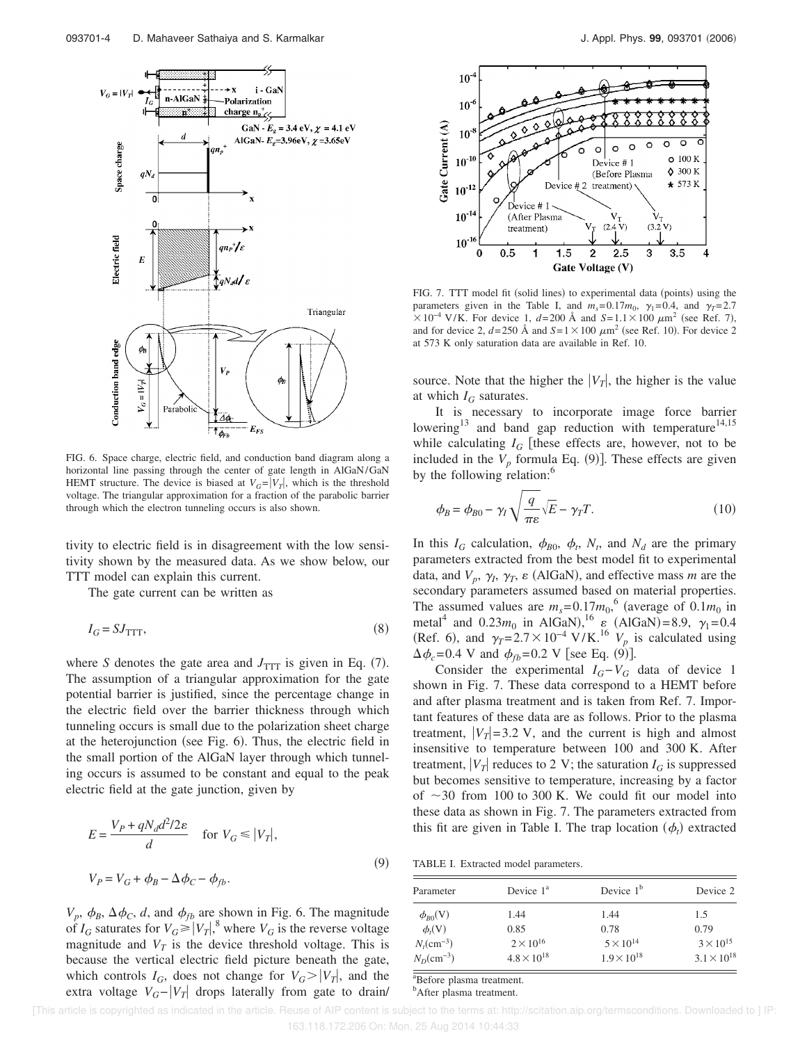FIG. 6. Space charge, electric field, and conduction band diagram along a horizontal line passing through the center of gate length in AlGaN/GaN HEMT structure. The device is biased at $V_G=|V_T|$, which is the threshold voltage. The triangular approximation for a fraction of the parabolic barrier through which the electron tunneling occurs is also shown.

tivity to electric field is in disagreement with the low sensitivity shown by the measured data. As we show below, our TTT model can explain this current.

The gate current can be written as

$$I_G = SJ_{\text{TTT}}, \tag{8}$$

where $S$ denotes the gate area and $J_{\text{TTT}}$ is given in Eq. (7). The assumption of a triangular approximation for the gate potential barrier is justified, since the percentage change in the electric field over the barrier thickness through which tunneling occurs is small due to the polarization sheet charge at the heterojunction (see Fig. 6). Thus, the electric field in the small portion of the AlGaN layer through which tunneling occurs is assumed to be constant and equal to the peak electric field at the gate junction, given by

$$E = \frac{V_P + qN_d d^2/2\varepsilon}{d} \quad \text{for } V_G \leqslant |V_T|,$$
$$V_P = V_G + \phi_B - \Delta\phi_C - \phi_{fb}. \tag{9}$$

$V_p$, $\phi_B$, $\Delta\phi_C$, $d$, and $\phi_{fb}$ are shown in Fig. 6. The magnitude of $I_G$ saturates for $V_G \geqslant |V_T|$,[8] where $V_G$ is the reverse voltage magnitude and $V_T$ is the device threshold voltage. This is because the vertical electric field picture beneath the gate, which controls $I_G$, does not change for $V_G > |V_T|$, and the extra voltage $V_G - |V_T|$ drops laterally from gate to drain/source. Note that the higher the $|V_T|$, the higher is the value at which $I_G$ saturates.

FIG. 7. TTT model fit (solid lines) to experimental data (points) using the parameters given in the Table I, and $m_s=0.17m_0$, $\gamma_I=0.4$, and $\gamma_T=2.7\times10^{-4}$ V/K. For device 1, $d=200$ Å and $S=1.1\times100$ $\mu$m$^2$ (see Ref. 7), and for device 2, $d=250$ Å and $S=1\times100$ $\mu$m$^2$ (see Ref. 10). For device 2 at 573 K only saturation data are available in Ref. 10.

It is necessary to incorporate image force barrier lowering[13] and band gap reduction with temperature[14,15] while calculating $I_G$ [these effects are, however, not to be included in the $V_p$ formula Eq. (9)]. These effects are given by the following relation:[6]

$$\phi_B = \phi_{B0} - \gamma_I\sqrt{\frac{q}{\pi\varepsilon}}\sqrt{E} - \gamma_T T. \tag{10}$$

In this $I_G$ calculation, $\phi_{B0}$, $\phi_t$, $N_t$, and $N_d$ are the primary parameters extracted from the best model fit to experimental data, and $V_p$, $\gamma_I$, $\gamma_T$, $\varepsilon$ (AlGaN), and effective mass $m$ are the secondary parameters assumed based on material properties. The assumed values are $m_s=0.17m_0$,[6] (average of $0.1m_0$ in metal[4] and $0.23m_0$ in AlGaN),[16] $\varepsilon$ (AlGaN)=8.9, $\gamma_I=0.4$ (Ref. 6), and $\gamma_T=2.7\times10^{-4}$ V/K.[16] $V_p$ is calculated using $\Delta\phi_c=0.4$ V and $\phi_{fb}=0.2$ V [see Eq. (9)].

Consider the experimental $I_G-V_G$ data of device 1 shown in Fig. 7. These data correspond to a HEMT before and after plasma treatment and is taken from Ref. 7. Important features of these data are as follows. Prior to the plasma treatment, $|V_T|=3.2$ V, and the current is high and almost insensitive to temperature between 100 and 300 K. After treatment, $|V_T|$ reduces to 2 V; the saturation $I_G$ is suppressed but becomes sensitive to temperature, increasing by a factor of $\sim$30 from 100 to 300 K. We could fit our model into these data as shown in Fig. 7. The parameters extracted from this fit are given in Table I. The trap location ($\phi_t$) extracted

TABLE I. Extracted model parameters.

| Parameter | Device 1[a] | Device 1[b] | Device 2 |
|---|---|---|---|
| $\phi_{B0}$(V) | 1.44 | 1.44 | 1.5 |
| $\phi_t$(V) | 0.85 | 0.78 | 0.79 |
| $N_t$(cm$^{-3}$) | $2\times10^{16}$ | $5\times10^{14}$ | $3\times10^{15}$ |
| $N_D$(cm$^{-3}$) | $4.8\times10^{18}$ | $1.9\times10^{18}$ | $3.1\times10^{18}$ |

[a]Before plasma treatment.
[b]After plasma treatment.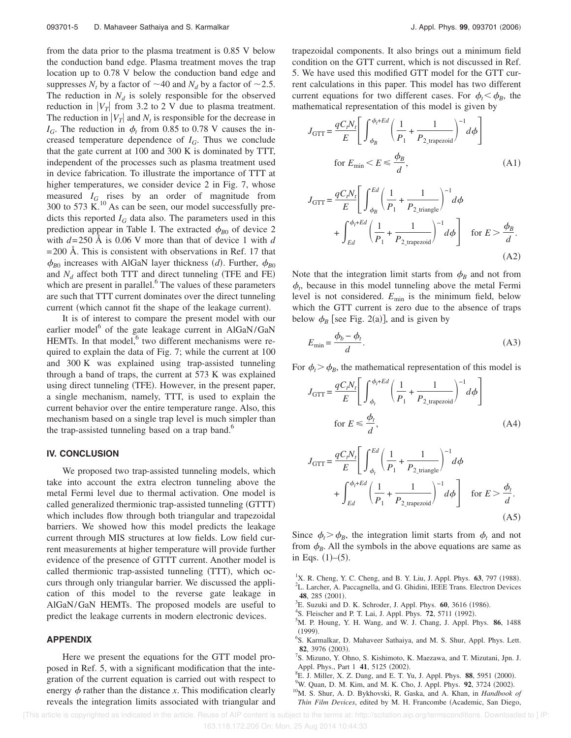from the data prior to the plasma treatment is 0.85 V below the conduction band edge. Plasma treatment moves the trap location up to 0.78 V below the conduction band edge and suppresses $N_t$ by a factor of ~40 and $N_d$ by a factor of ~2.5. The reduction in $N_d$ is solely responsible for the observed reduction in $|V_T|$ from 3.2 to 2 V due to plasma treatment. The reduction in $|V_T|$ and $N_t$ is responsible for the decrease in $I_G$. The reduction in $\phi_t$ from 0.85 to 0.78 V causes the increased temperature dependence of $I_G$. Thus we conclude that the gate current at 100 and 300 K is dominated by TTT, independent of the processes such as plasma treatment used in device fabrication. To illustrate the importance of TTT at higher temperatures, we consider device 2 in Fig. 7, whose measured $I_G$ rises by an order of magnitude from 300 to 573 K.[10] As can be seen, our model successfully predicts this reported $I_G$ data also. The parameters used in this prediction appear in Table I. The extracted $\phi_{B0}$ of device 2 with $d$=250 Å is 0.06 V more than that of device 1 with $d$ =200 Å. This is consistent with observations in Ref. 17 that $\phi_{B0}$ increases with AlGaN layer thickness ($d$). Further, $\phi_{B0}$ and $N_d$ affect both TTT and direct tunneling (TFE and FE) which are present in parallel.[6] The values of these parameters are such that TTT current dominates over the direct tunneling current (which cannot fit the shape of the leakage current).

It is of interest to compare the present model with our earlier model[6] of the gate leakage current in AlGaN/GaN HEMTs. In that model,[6] two different mechanisms were required to explain the data of Fig. 7; while the current at 100 and 300 K was explained using trap-assisted tunneling through a band of traps, the current at 573 K was explained using direct tunneling (TFE). However, in the present paper, a single mechanism, namely, TTT, is used to explain the current behavior over the entire temperature range. Also, this mechanism based on a single trap level is much simpler than the trap-assisted tunneling based on a trap band.[6]

## IV. CONCLUSION

We proposed two trap-assisted tunneling models, which take into account the extra electron tunneling above the metal Fermi level due to thermal activation. One model is called generalized thermionic trap-assisted tunneling (GTTT) which includes flow through both triangular and trapezoidal barriers. We showed how this model predicts the leakage current through MIS structures at low fields. Low field current measurements at higher temperature will provide further evidence of the presence of GTTT current. Another model is called thermionic trap-assisted tunneling (TTT), which occurs through only triangular barrier. We discussed the application of this model to the reverse gate leakage in AlGaN/GaN HEMTs. The proposed models are useful to predict the leakage currents in modern electronic devices.

## APPENDIX

Here we present the equations for the GTT model proposed in Ref. 5, with a significant modification that the integration of the current equation is carried out with respect to energy $\phi$ rather than the distance $x$. This modification clearly reveals the integration limits associated with triangular and trapezoidal components. It also brings out a minimum field condition on the GTT current, which is not discussed in Ref. 5. We have used this modified GTT model for the GTT current calculations in this paper. This model has two different current equations for two different cases. For $\phi_t < \phi_B$, the mathematical representation of this model is given by

$$J_{\mathrm{GTT}} = \frac{qC_tN_t}{E}\left[\int_{\phi_B}^{\phi_t+Ed}\left(\frac{1}{P_1}+\frac{1}{P_{2\_\mathrm{trapezoid}}}\right)^{-1}d\phi\right] \quad \text{for } E_{\min} < E \leq \frac{\phi_B}{d}, \tag{A1}$$

$$J_{\mathrm{GTT}} = \frac{qC_tN_t}{E}\left[\int_{\phi_B}^{Ed}\left(\frac{1}{P_1}+\frac{1}{P_{2\_\mathrm{triangle}}}\right)^{-1}d\phi + \int_{Ed}^{\phi_t+Ed}\left(\frac{1}{P_1}+\frac{1}{P_{2\_\mathrm{trapezoid}}}\right)^{-1}d\phi\right] \quad \text{for } E > \frac{\phi_B}{d}. \tag{A2}$$

Note that the integration limit starts from $\phi_B$ and not from $\phi_t$, because in this model tunneling above the metal Fermi level is not considered. $E_{\min}$ is the minimum field, below which the GTT current is zero due to the absence of traps below $\phi_B$ [see Fig. 2(a)], and is given by

$$E_{\min} = \frac{\phi_b - \phi_t}{d}. \tag{A3}$$

For $\phi_t > \phi_B$, the mathematical representation of this model is

$$J_{\mathrm{GTT}} = \frac{qC_tN_t}{E}\left[\int_{\phi_t}^{\phi_t+Ed}\left(\frac{1}{P_1}+\frac{1}{P_{2\_\mathrm{trapezoid}}}\right)^{-1}d\phi\right] \quad \text{for } E \leq \frac{\phi_t}{d}, \tag{A4}$$

$$J_{\mathrm{GTT}} = \frac{qC_tN_t}{E}\left[\int_{\phi_t}^{Ed}\left(\frac{1}{P_1}+\frac{1}{P_{2\_\mathrm{triangle}}}\right)^{-1}d\phi + \int_{Ed}^{\phi_t+Ed}\left(\frac{1}{P_1}+\frac{1}{P_{2\_\mathrm{trapezoid}}}\right)^{-1}d\phi\right] \quad \text{for } E > \frac{\phi_t}{d}. \tag{A5}$$

Since $\phi_t > \phi_B$, the integration limit starts from $\phi_t$ and not from $\phi_B$. All the symbols in the above equations are same as in Eqs. (1)–(5).

[1] X. R. Cheng, Y. C. Cheng, and B. Y. Liu, J. Appl. Phys. **63**, 797 (1988).
[2] L. Larcher, A. Paccagnella, and G. Ghidini, IEEE Trans. Electron Devices **48**, 285 (2001).
[3] E. Suzuki and D. K. Schroder, J. Appl. Phys. **60**, 3616 (1986).
[4] S. Fleischer and P. T. Lai, J. Appl. Phys. **72**, 5711 (1992).
[5] M. P. Houng, Y. H. Wang, and W. J. Chang, J. Appl. Phys. **86**, 1488 (1999).
[6] S. Karmalkar, D. Mahaveer Sathaiya, and M. S. Shur, Appl. Phys. Lett. **82**, 3976 (2003).
[7] S. Mizuno, Y. Ohno, S. Kishimoto, K. Maezawa, and T. Mizutani, Jpn. J. Appl. Phys., Part 1 **41**, 5125 (2002).
[8] E. J. Miller, X. Z. Dang, and E. T. Yu, J. Appl. Phys. **88**, 5951 (2000).
[9] W. Quan, D. M. Kim, and M. K. Cho, J. Appl. Phys. **92**, 3724 (2002).
[10] M. S. Shur, A. D. Bykhovski, R. Gaska, and A. Khan, in *Handbook of Thin Film Devices*, edited by M. H. Francombe (Academic, San Diego,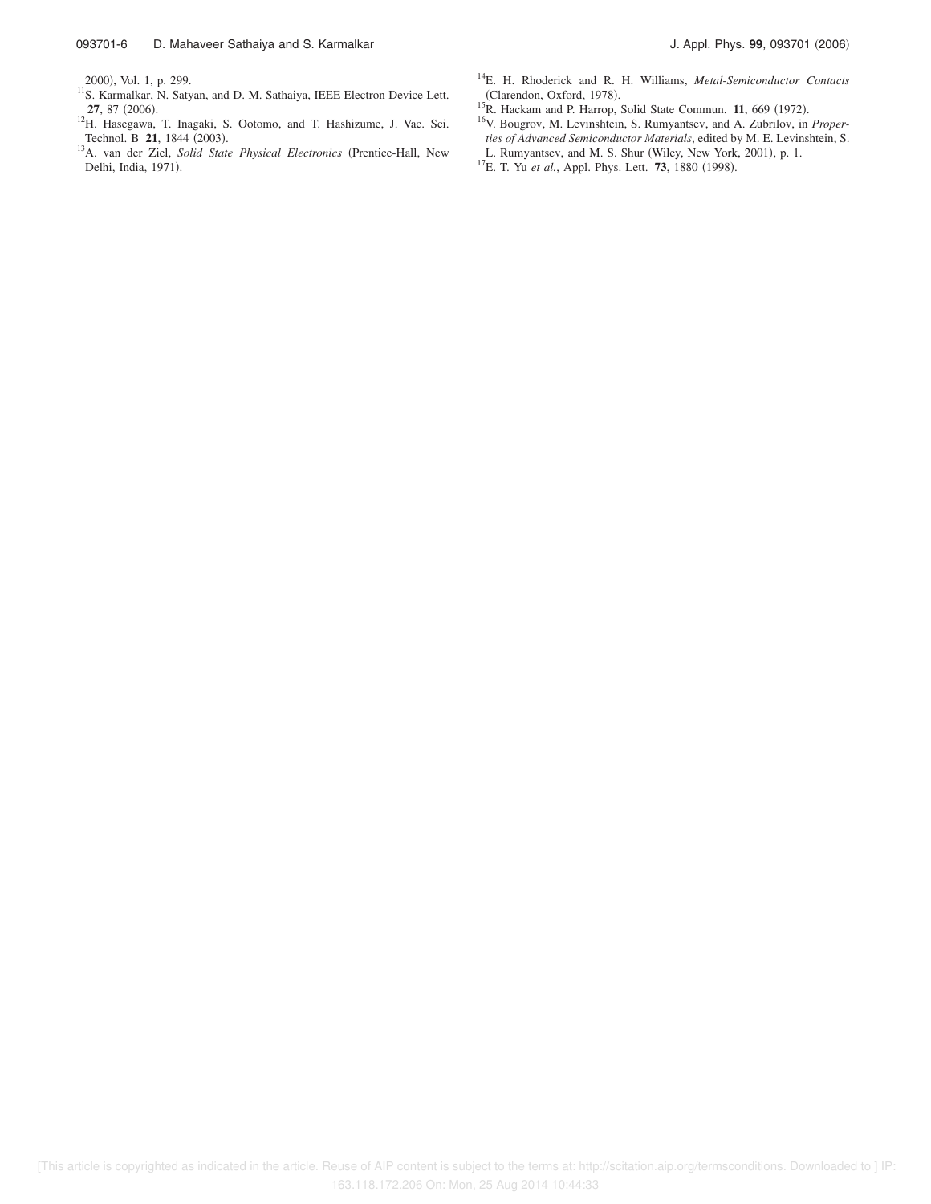2000), Vol. 1, p. 299.

[11] S. Karmalkar, N. Satyan, and D. M. Sathaiya, IEEE Electron Device Lett. **27**, 87 (2006).

[12] H. Hasegawa, T. Inagaki, S. Ootomo, and T. Hashizume, J. Vac. Sci. Technol. B **21**, 1844 (2003).

[13] A. van der Ziel, *Solid State Physical Electronics* (Prentice-Hall, New Delhi, India, 1971).

[14] E. H. Rhoderick and R. H. Williams, *Metal-Semiconductor Contacts* (Clarendon, Oxford, 1978).

[15] R. Hackam and P. Harrop, Solid State Commun. **11**, 669 (1972).

[16] V. Bougrov, M. Levinshtein, S. Rumyantsev, and A. Zubrilov, in *Properties of Advanced Semiconductor Materials*, edited by M. E. Levinshtein, S. L. Rumyantsev, and M. S. Shur (Wiley, New York, 2001), p. 1.

[17] E. T. Yu *et al.*, Appl. Phys. Lett. **73**, 1880 (1998).